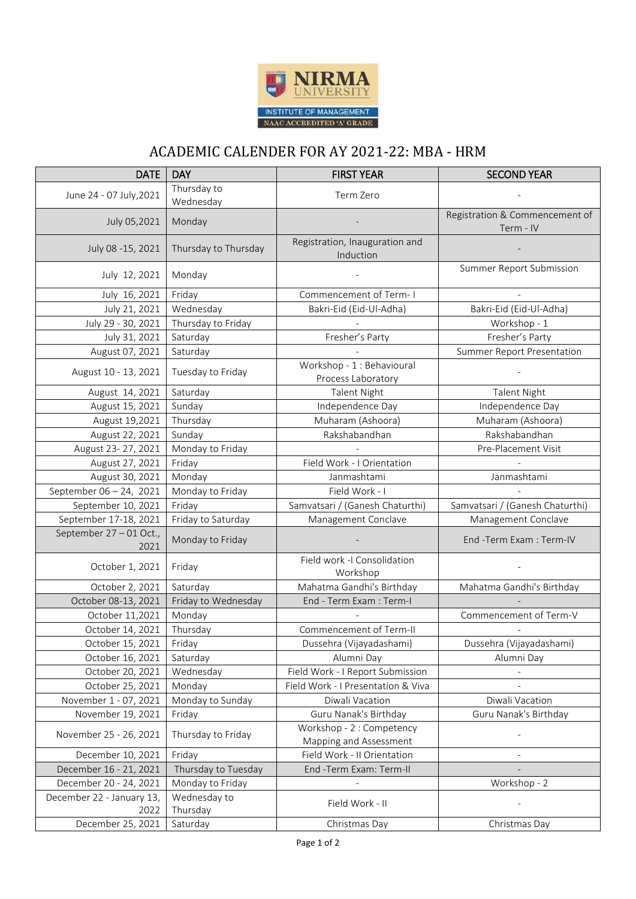# ACADEMIC CALENDER FOR AY 2021-22: MBA - HRM

| DATE | DAY | FIRST YEAR | SECOND YEAR |
|---|---|---|---|
| June 24 - 07 July,2021 | Thursday to Wednesday | Term Zero | - |
| July 05,2021 | Monday | - | Registration & Commencement of Term - IV |
| July 08 -15, 2021 | Thursday to Thursday | Registration, Inauguration and Induction | - |
| July 12, 2021 | Monday | - | Summer Report Submission |
| July 16, 2021 | Friday | Commencement of Term- I | - |
| July 21, 2021 | Wednesday | Bakri-Eid (Eid-Ul-Adha) | Bakri-Eid (Eid-Ul-Adha) |
| July 29 - 30, 2021 | Thursday to Friday | - | Workshop - 1 |
| July 31, 2021 | Saturday | Fresher's Party | Fresher's Party |
| August 07, 2021 | Saturday | - | Summer Report Presentation |
| August 10 - 13, 2021 | Tuesday to Friday | Workshop - 1 : Behavioural Process Laboratory | - |
| August 14, 2021 | Saturday | Talent Night | Talent Night |
| August 15, 2021 | Sunday | Independence Day | Independence Day |
| August 19,2021 | Thursday | Muharam (Ashoora) | Muharam (Ashoora) |
| August 22, 2021 | Sunday | Rakshabandhan | Rakshabandhan |
| August 23- 27, 2021 | Monday to Friday | - | Pre-Placement Visit |
| August 27, 2021 | Friday | Field Work - I Orientation | - |
| August 30, 2021 | Monday | Janmashtami | Janmashtami |
| September 06 – 24, 2021 | Monday to Friday | Field Work - I | - |
| September 10, 2021 | Friday | Samvatsari / (Ganesh Chaturthi) | Samvatsari / (Ganesh Chaturthi) |
| September 17-18, 2021 | Friday to Saturday | Management Conclave | Management Conclave |
| September 27 – 01 Oct., 2021 | Monday to Friday | - | End -Term Exam : Term-IV |
| October 1, 2021 | Friday | Field work -I Consolidation Workshop | - |
| October 2, 2021 | Saturday | Mahatma Gandhi's Birthday | Mahatma Gandhi's Birthday |
| October 08-13, 2021 | Friday to Wednesday | End - Term Exam : Term-I | - |
| October 11,2021 | Monday | - | Commencement of Term-V |
| October 14, 2021 | Thursday | Commencement of Term-II | - |
| October 15, 2021 | Friday | Dussehra (Vijayadashami) | Dussehra (Vijayadashami) |
| October 16, 2021 | Saturday | Alumni Day | Alumni Day |
| October 20, 2021 | Wednesday | Field Work - I Report Submission | - |
| October 25, 2021 | Monday | Field Work - I Presentation & Viva | - |
| November 1 - 07, 2021 | Monday to Sunday | Diwali Vacation | Diwali Vacation |
| November 19, 2021 | Friday | Guru Nanak's Birthday | Guru Nanak's Birthday |
| November 25 - 26, 2021 | Thursday to Friday | Workshop - 2 : Competency Mapping and Assessment | - |
| December 10, 2021 | Friday | Field Work - II Orientation | - |
| December 16 - 21, 2021 | Thursday to Tuesday | End -Term Exam: Term-II | - |
| December 20 - 24, 2021 | Monday to Friday | - | Workshop - 2 |
| December 22 - January 13, 2022 | Wednesday to Thursday | Field Work - II | - |
| December 25, 2021 | Saturday | Christmas Day | Christmas Day |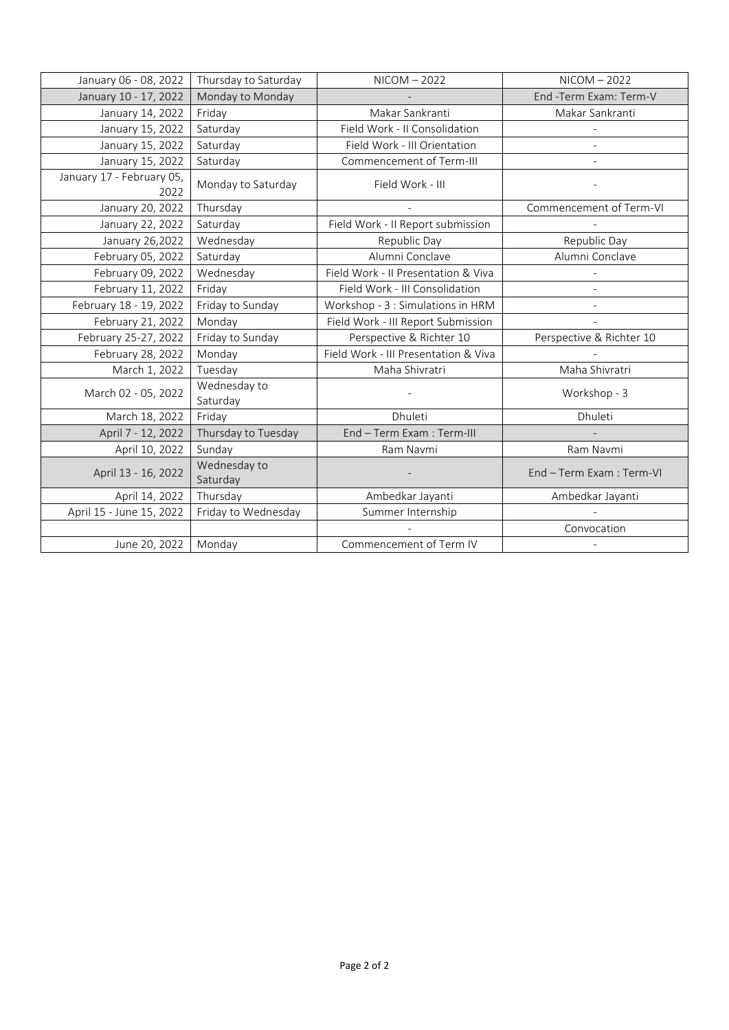| | | | |
|---|---|---|---|
| January 06 - 08, 2022 | Thursday to Saturday | NICOM – 2022 | NICOM – 2022 |
| January 10 - 17, 2022 | Monday to Monday | - | End -Term Exam: Term-V |
| January 14, 2022 | Friday | Makar Sankranti | Makar Sankranti |
| January 15, 2022 | Saturday | Field Work - II Consolidation | - |
| January 15, 2022 | Saturday | Field Work - III Orientation | - |
| January 15, 2022 | Saturday | Commencement of Term-III | - |
| January 17 - February 05, 2022 | Monday to Saturday | Field Work - III | - |
| January 20, 2022 | Thursday | - | Commencement of Term-VI |
| January 22, 2022 | Saturday | Field Work - II Report submission | - |
| January 26,2022 | Wednesday | Republic Day | Republic Day |
| February 05, 2022 | Saturday | Alumni Conclave | Alumni Conclave |
| February 09, 2022 | Wednesday | Field Work - II Presentation & Viva | - |
| February 11, 2022 | Friday | Field Work - III Consolidation | - |
| February 18 - 19, 2022 | Friday to Sunday | Workshop - 3 : Simulations in HRM | - |
| February 21, 2022 | Monday | Field Work - III Report Submission | - |
| February 25-27, 2022 | Friday to Sunday | Perspective & Richter 10 | Perspective & Richter 10 |
| February 28, 2022 | Monday | Field Work - III Presentation & Viva | - |
| March 1, 2022 | Tuesday | Maha Shivratri | Maha Shivratri |
| March 02 - 05, 2022 | Wednesday to Saturday | - | Workshop - 3 |
| March 18, 2022 | Friday | Dhuleti | Dhuleti |
| April 7 - 12, 2022 | Thursday to Tuesday | End – Term Exam : Term-III | - |
| April 10, 2022 | Sunday | Ram Navmi | Ram Navmi |
| April 13 - 16, 2022 | Wednesday to Saturday | - | End – Term Exam : Term-VI |
| April 14, 2022 | Thursday | Ambedkar Jayanti | Ambedkar Jayanti |
| April 15 - June 15, 2022 | Friday to Wednesday | Summer Internship | - |
| | | - | Convocation |
| June 20, 2022 | Monday | Commencement of Term IV | - |